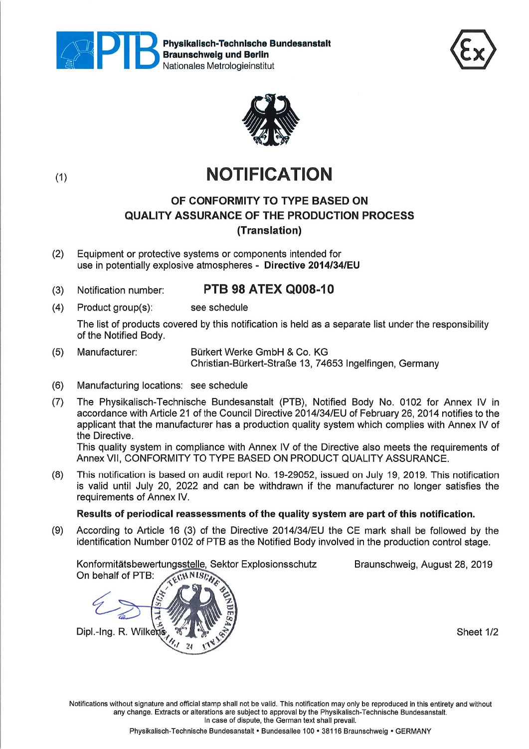**Physikalisch-Technische Bundesanstalt**
**Braunschweig und Berlin**
Nationales Metrologieinstitut

(1)

# NOTIFICATION

## OF CONFORMITY TO TYPE BASED ON QUALITY ASSURANCE OF THE PRODUCTION PROCESS

**(Translation)**

(2) Equipment or protective systems or components intended for use in potentially explosive atmospheres - **Directive 2014/34/EU**

(3) Notification number: **PTB 98 ATEX Q008-10**

(4) Product group(s): see schedule

The list of products covered by this notification is held as a separate list under the responsibility of the Notified Body.

(5) Manufacturer: Bürkert Werke GmbH & Co. KG
Christian-Bürkert-Straße 13, 74653 Ingelfingen, Germany

(6) Manufacturing locations: see schedule

(7) The Physikalisch-Technische Bundesanstalt (PTB), Notified Body No. 0102 for Annex IV in accordance with Article 21 of the Council Directive 2014/34/EU of February 26, 2014 notifies to the applicant that the manufacturer has a production quality system which complies with Annex IV of the Directive.
This quality system in compliance with Annex IV of the Directive also meets the requirements of Annex VII, CONFORMITY TO TYPE BASED ON PRODUCT QUALITY ASSURANCE.

(8) This notification is based on audit report No. 19-29052, issued on July 19, 2019. This notification is valid until July 20, 2022 and can be withdrawn if the manufacturer no longer satisfies the requirements of Annex IV.

**Results of periodical reassessments of the quality system are part of this notification.**

(9) According to Article 16 (3) of the Directive 2014/34/EU the CE mark shall be followed by the identification Number 0102 of PTB as the Notified Body involved in the production control stage.

Konformitätsbewertungsstelle, Sektor Explosionsschutz
On behalf of PTB:

Braunschweig, August 28, 2019

Dipl.-Ing. R. Wilkens

Sheet 1/2

Notifications without signature and official stamp shall not be valid. This notification may only be reproduced in this entirety and without any change. Extracts or alterations are subject to approval by the Physikalisch-Technische Bundesanstalt.
In case of dispute, the German text shall prevail.

Physikalisch-Technische Bundesanstalt • Bundesallee 100 • 38116 Braunschweig • GERMANY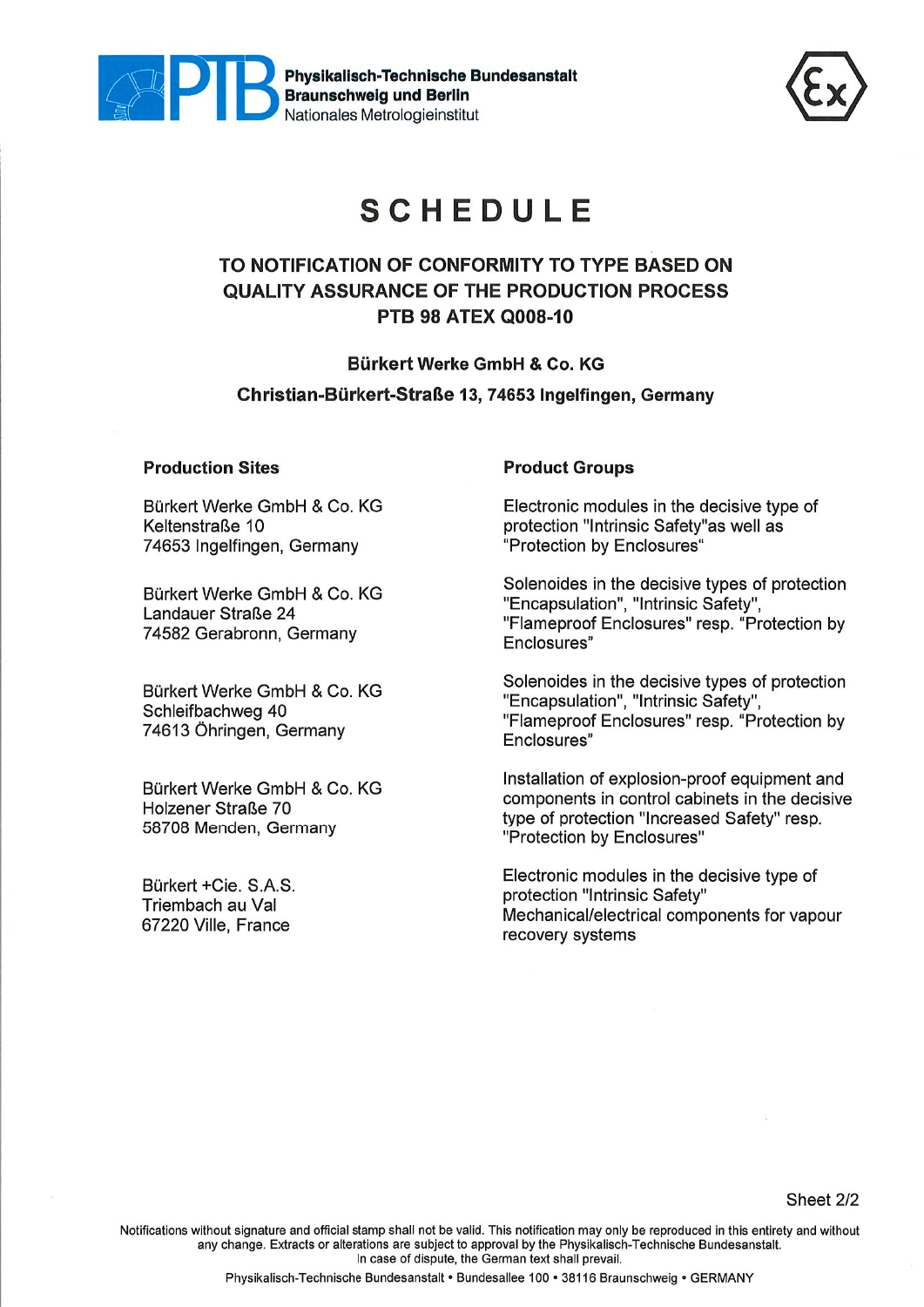Physikalisch-Technische Bundesanstalt
Braunschweig und Berlin
Nationales Metrologieinstitut

# SCHEDULE

## TO NOTIFICATION OF CONFORMITY TO TYPE BASED ON QUALITY ASSURANCE OF THE PRODUCTION PROCESS PTB 98 ATEX Q008-10

**Bürkert Werke GmbH & Co. KG**

**Christian-Bürkert-Straße 13, 74653 Ingelfingen, Germany**

| Production Sites | Product Groups |
| --- | --- |
| Bürkert Werke GmbH & Co. KG<br>Keltenstraße 10<br>74653 Ingelfingen, Germany | Electronic modules in the decisive type of protection "Intrinsic Safety"as well as "Protection by Enclosures" |
| Bürkert Werke GmbH & Co. KG<br>Landauer Straße 24<br>74582 Gerabronn, Germany | Solenoides in the decisive types of protection "Encapsulation", "Intrinsic Safety", "Flameproof Enclosures" resp. "Protection by Enclosures" |
| Bürkert Werke GmbH & Co. KG<br>Schleifbachweg 40<br>74613 Öhringen, Germany | Solenoides in the decisive types of protection "Encapsulation", "Intrinsic Safety", "Flameproof Enclosures" resp. "Protection by Enclosures" |
| Bürkert Werke GmbH & Co. KG<br>Holzener Straße 70<br>58708 Menden, Germany | Installation of explosion-proof equipment and components in control cabinets in the decisive type of protection "Increased Safety" resp. "Protection by Enclosures" |
| Bürkert +Cie. S.A.S.<br>Triembach au Val<br>67220 Ville, France | Electronic modules in the decisive type of protection "Intrinsic Safety"<br>Mechanical/electrical components for vapour recovery systems |

Sheet 2/2

Notifications without signature and official stamp shall not be valid. This notification may only be reproduced in this entirety and without any change. Extracts or alterations are subject to approval by the Physikalisch-Technische Bundesanstalt.
In case of dispute, the German text shall prevail.

Physikalisch-Technische Bundesanstalt • Bundesallee 100 • 38116 Braunschweig • GERMANY